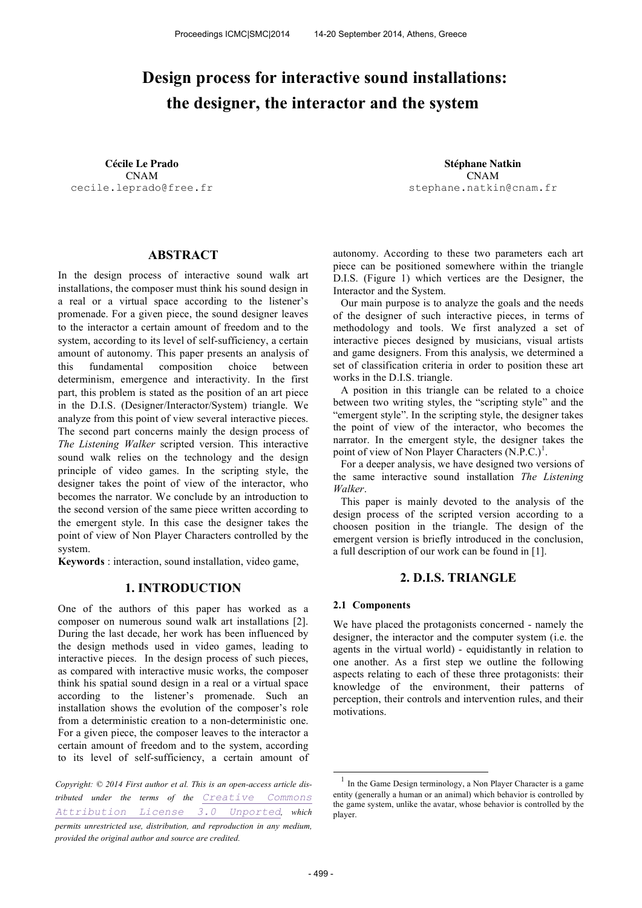Proceedings ICMC|SMC|2014 14-20 September 2014, Athens, Greece

# Design process for interactive sound installations: the designer, the interactor and the system

**Cécile Le Prado**
CNAM
cecile.leprado@free.fr

**Stéphane Natkin**
CNAM
stephane.natkin@cnam.fr

## ABSTRACT

In the design process of interactive sound walk art installations, the composer must think his sound design in a real or a virtual space according to the listener's promenade. For a given piece, the sound designer leaves to the interactor a certain amount of freedom and to the system, according to its level of self-sufficiency, a certain amount of autonomy. This paper presents an analysis of this fundamental composition choice between determinism, emergence and interactivity. In the first part, this problem is stated as the position of an art piece in the D.I.S. (Designer/Interactor/System) triangle. We analyze from this point of view several interactive pieces. The second part concerns mainly the design process of *The Listening Walker* scripted version. This interactive sound walk relies on the technology and the design principle of video games. In the scripting style, the designer takes the point of view of the interactor, who becomes the narrator. We conclude by an introduction to the second version of the same piece written according to the emergent style. In this case the designer takes the point of view of Non Player Characters controlled by the system.

**Keywords** : interaction, sound installation, video game,

## 1. INTRODUCTION

One of the authors of this paper has worked as a composer on numerous sound walk art installations [2]. During the last decade, her work has been influenced by the design methods used in video games, leading to interactive pieces. In the design process of such pieces, as compared with interactive music works, the composer think his spatial sound design in a real or a virtual space according to the listener's promenade. Such an installation shows the evolution of the composer's role from a deterministic creation to a non-deterministic one. For a given piece, the composer leaves to the interactor a certain amount of freedom and to the system, according to its level of self-sufficiency, a certain amount of autonomy. According to these two parameters each art piece can be positioned somewhere within the triangle D.I.S. (Figure 1) which vertices are the Designer, the Interactor and the System.

Our main purpose is to analyze the goals and the needs of the designer of such interactive pieces, in terms of methodology and tools. We first analyzed a set of interactive pieces designed by musicians, visual artists and game designers. From this analysis, we determined a set of classification criteria in order to position these art works in the D.I.S. triangle.

A position in this triangle can be related to a choice between two writing styles, the "scripting style" and the "emergent style". In the scripting style, the designer takes the point of view of the interactor, who becomes the narrator. In the emergent style, the designer takes the point of view of Non Player Characters (N.P.C.)[1].

For a deeper analysis, we have designed two versions of the same interactive sound installation *The Listening Walker*.

This paper is mainly devoted to the analysis of the design process of the scripted version according to a choosen position in the triangle. The design of the emergent version is briefly introduced in the conclusion, a full description of our work can be found in [1].

## 2. D.I.S. TRIANGLE

### 2.1 Components

We have placed the protagonists concerned - namely the designer, the interactor and the computer system (i.e. the agents in the virtual world) - equidistantly in relation to one another. As a first step we outline the following aspects relating to each of these three protagonists: their knowledge of the environment, their patterns of perception, their controls and intervention rules, and their motivations.

---

[1] In the Game Design terminology, a Non Player Character is a game entity (generally a human or an animal) which behavior is controlled by the game system, unlike the avatar, whose behavior is controlled by the player.

*Copyright: © 2014 First author et al. This is an open-access article distributed under the terms of the Creative Commons Attribution License 3.0 Unported, which permits unrestricted use, distribution, and reproduction in any medium, provided the original author and source are credited.*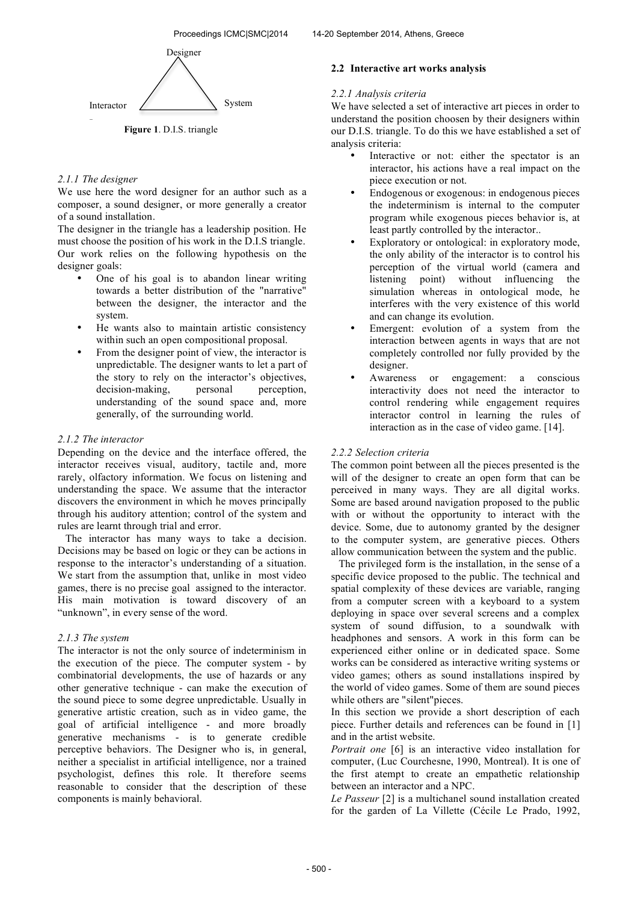Designer

Interactor System

**Figure 1**. D.I.S. triangle

*2.1.1 The designer*

We use here the word designer for an author such as a composer, a sound designer, or more generally a creator of a sound installation.

The designer in the triangle has a leadership position. He must choose the position of his work in the D.I.S triangle. Our work relies on the following hypothesis on the designer goals:

- One of his goal is to abandon linear writing towards a better distribution of the "narrative" between the designer, the interactor and the system.
- He wants also to maintain artistic consistency within such an open compositional proposal.
- From the designer point of view, the interactor is unpredictable. The designer wants to let a part of the story to rely on the interactor's objectives, decision-making, personal perception, understanding of the sound space and, more generally, of the surrounding world.

*2.1.2 The interactor*

Depending on the device and the interface offered, the interactor receives visual, auditory, tactile and, more rarely, olfactory information. We focus on listening and understanding the space. We assume that the interactor discovers the environment in which he moves principally through his auditory attention; control of the system and rules are learnt through trial and error.

The interactor has many ways to take a decision. Decisions may be based on logic or they can be actions in response to the interactor's understanding of a situation. We start from the assumption that, unlike in most video games, there is no precise goal assigned to the interactor. His main motivation is toward discovery of an "unknown", in every sense of the word.

*2.1.3 The system*

The interactor is not the only source of indeterminism in the execution of the piece. The computer system - by combinatorial developments, the use of hazards or any other generative technique - can make the execution of the sound piece to some degree unpredictable. Usually in generative artistic creation, such as in video game, the goal of artificial intelligence - and more broadly generative mechanisms - is to generate credible perceptive behaviors. The Designer who is, in general, neither a specialist in artificial intelligence, nor a trained psychologist, defines this role. It therefore seems reasonable to consider that the description of these components is mainly behavioral.

### 2.2 Interactive art works analysis

*2.2.1 Analysis criteria*

We have selected a set of interactive art pieces in order to understand the position choosen by their designers within our D.I.S. triangle. To do this we have established a set of analysis criteria:

- Interactive or not: either the spectator is an interactor, his actions have a real impact on the piece execution or not.
- Endogenous or exogenous: in endogenous pieces the indeterminism is internal to the computer program while exogenous pieces behavior is, at least partly controlled by the interactor..
- Exploratory or ontological: in exploratory mode, the only ability of the interactor is to control his perception of the virtual world (camera and listening point) without influencing the simulation whereas in ontological mode, he interferes with the very existence of this world and can change its evolution.
- Emergent: evolution of a system from the interaction between agents in ways that are not completely controlled nor fully provided by the designer.
- Awareness or engagement: a conscious interactivity does not need the interactor to control rendering while engagement requires interactor control in learning the rules of interaction as in the case of video game. [14].

*2.2.2 Selection criteria*

The common point between all the pieces presented is the will of the designer to create an open form that can be perceived in many ways. They are all digital works. Some are based around navigation proposed to the public with or without the opportunity to interact with the device. Some, due to autonomy granted by the designer to the computer system, are generative pieces. Others allow communication between the system and the public.

The privileged form is the installation, in the sense of a specific device proposed to the public. The technical and spatial complexity of these devices are variable, ranging from a computer screen with a keyboard to a system deploying in space over several screens and a complex system of sound diffusion, to a soundwalk with headphones and sensors. A work in this form can be experienced either online or in dedicated space. Some works can be considered as interactive writing systems or video games; others as sound installations inspired by the world of video games. Some of them are sound pieces while others are "silent"pieces.

In this section we provide a short description of each piece. Further details and references can be found in [1] and in the artist website.

*Portrait one* [6] is an interactive video installation for computer, (Luc Courchesne, 1990, Montreal). It is one of the first atempt to create an empathetic relationship between an interactor and a NPC.

*Le Passeur* [2] is a multichanel sound installation created for the garden of La Villette (Cécile Le Prado, 1992,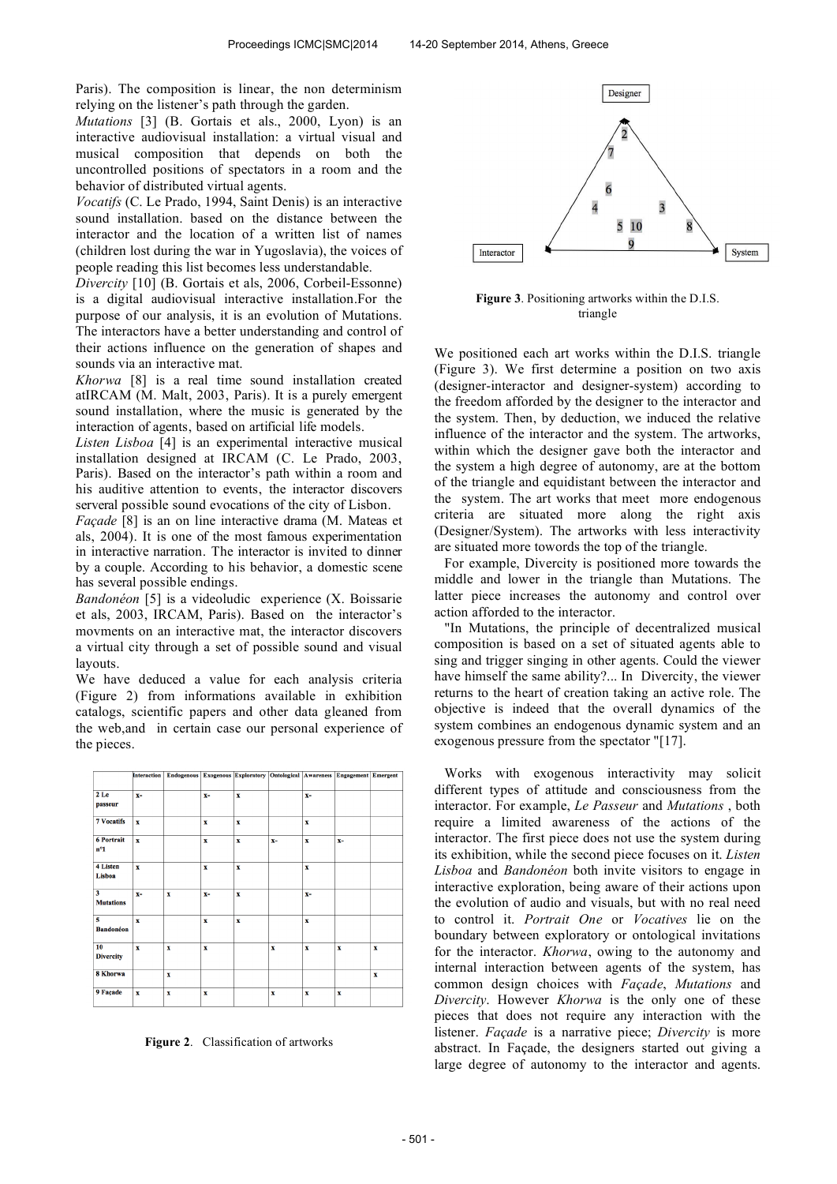Paris). The composition is linear, the non determinism relying on the listener's path through the garden.

*Mutations* [3] (B. Gortais et als., 2000, Lyon) is an interactive audiovisual installation: a virtual visual and musical composition that depends on both the uncontrolled positions of spectators in a room and the behavior of distributed virtual agents.

*Vocatifs* (C. Le Prado, 1994, Saint Denis) is an interactive sound installation. based on the distance between the interactor and the location of a written list of names (children lost during the war in Yugoslavia), the voices of people reading this list becomes less understandable.

*Divercity* [10] (B. Gortais et als, 2006, Corbeil-Essonne) is a digital audiovisual interactive installation.For the purpose of our analysis, it is an evolution of Mutations. The interactors have a better understanding and control of their actions influence on the generation of shapes and sounds via an interactive mat.

*Khorwa* [8] is a real time sound installation created atIRCAM (M. Malt, 2003, Paris). It is a purely emergent sound installation, where the music is generated by the interaction of agents, based on artificial life models.

*Listen Lisboa* [4] is an experimental interactive musical installation designed at IRCAM (C. Le Prado, 2003, Paris). Based on the interactor's path within a room and his auditive attention to events, the interactor discovers serveral possible sound evocations of the city of Lisbon.

*Façade* [8] is an on line interactive drama (M. Mateas et als, 2004). It is one of the most famous experimentation in interactive narration. The interactor is invited to dinner by a couple. According to his behavior, a domestic scene has several possible endings.

*Bandonéon* [5] is a videoludic experience (X. Boissarie et als, 2003, IRCAM, Paris). Based on the interactor's movments on an interactive mat, the interactor discovers a virtual city through a set of possible sound and visual layouts.

We have deduced a value for each analysis criteria (Figure 2) from informations available in exhibition catalogs, scientific papers and other data gleaned from the web,and in certain case our personal experience of the pieces.

| | Interaction | Endogenous | Exogenous | Exploratory | Ontological | Awareness | Engagement | Emergent |
|---|---|---|---|---|---|---|---|---|
| 2 Le passeur | x- | | x- | x | | x- | | |
| 7 Vocatifs | x | | x | x | | x | | |
| 6 Portrait n°1 | x | | x | x | x- | x | x- | |
| 4 Listen Lisboa | x | | x | x | | x | | |
| 3 Mutations | x- | x | x- | x | | x- | | |
| 5 Bandonéon | x | | x | x | | x | | |
| 10 Divercity | x | x | x | | x | x | x | x |
| 8 Khorwa | | x | | | | | | x |
| 9 Façade | x | x | x | | x | x | x | |

**Figure 2**. Classification of artworks

**Figure 3**. Positioning artworks within the D.I.S. triangle

We positioned each art works within the D.I.S. triangle (Figure 3). We first determine a position on two axis (designer-interactor and designer-system) according to the freedom afforded by the designer to the interactor and the system. Then, by deduction, we induced the relative influence of the interactor and the system. The artworks, within which the designer gave both the interactor and the system a high degree of autonomy, are at the bottom of the triangle and equidistant between the interactor and the system. The art works that meet more endogenous criteria are situated more along the right axis (Designer/System). The artworks with less interactivity are situated more towards the top of the triangle.

For example, Divercity is positioned more towards the middle and lower in the triangle than Mutations. The latter piece increases the autonomy and control over action afforded to the interactor.

"In Mutations, the principle of decentralized musical composition is based on a set of situated agents able to sing and trigger singing in other agents. Could the viewer have himself the same ability?... In Divercity, the viewer returns to the heart of creation taking an active role. The objective is indeed that the overall dynamics of the system combines an endogenous dynamic system and an exogenous pressure from the spectator "[17].

Works with exogenous interactivity may solicit different types of attitude and consciousness from the interactor. For example, *Le Passeur* and *Mutations* , both require a limited awareness of the actions of the interactor. The first piece does not use the system during its exhibition, while the second piece focuses on it. *Listen Lisboa* and *Bandonéon* both invite visitors to engage in interactive exploration, being aware of their actions upon the evolution of audio and visuals, but with no real need to control it. *Portrait One* or *Vocatives* lie on the boundary between exploratory or ontological invitations for the interactor. *Khorwa*, owing to the autonomy and internal interaction between agents of the system, has common design choices with *Façade*, *Mutations* and *Divercity*. However *Khorwa* is the only one of these pieces that does not require any interaction with the listener. *Façade* is a narrative piece; *Divercity* is more abstract. In Façade, the designers started out giving a large degree of autonomy to the interactor and agents.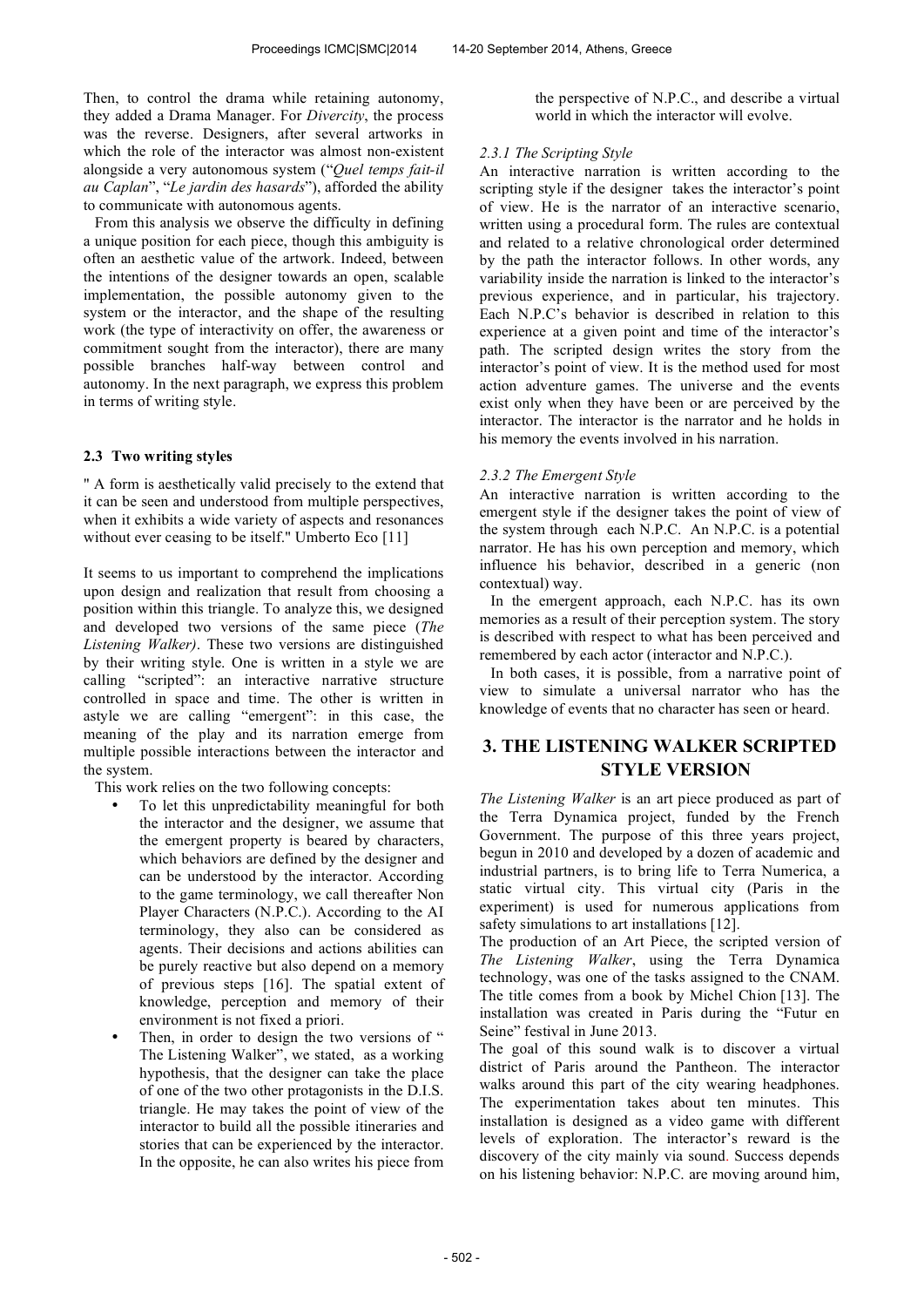Then, to control the drama while retaining autonomy, they added a Drama Manager. For *Divercity*, the process was the reverse. Designers, after several artworks in which the role of the interactor was almost non-existent alongside a very autonomous system ("*Quel temps fait-il au Caplan*", "*Le jardin des hasards*"), afforded the ability to communicate with autonomous agents.

From this analysis we observe the difficulty in defining a unique position for each piece, though this ambiguity is often an aesthetic value of the artwork. Indeed, between the intentions of the designer towards an open, scalable implementation, the possible autonomy given to the system or the interactor, and the shape of the resulting work (the type of interactivity on offer, the awareness or commitment sought from the interactor), there are many possible branches half-way between control and autonomy. In the next paragraph, we express this problem in terms of writing style.

## 2.3 Two writing styles

" A form is aesthetically valid precisely to the extend that it can be seen and understood from multiple perspectives, when it exhibits a wide variety of aspects and resonances without ever ceasing to be itself." Umberto Eco [11]

It seems to us important to comprehend the implications upon design and realization that result from choosing a position within this triangle. To analyze this, we designed and developed two versions of the same piece (*The Listening Walker)*. These two versions are distinguished by their writing style. One is written in a style we are calling "scripted": an interactive narrative structure controlled in space and time. The other is written in astyle we are calling "emergent": in this case, the meaning of the play and its narration emerge from multiple possible interactions between the interactor and the system.

This work relies on the two following concepts:

- To let this unpredictability meaningful for both the interactor and the designer, we assume that the emergent property is beared by characters, which behaviors are defined by the designer and can be understood by the interactor. According to the game terminology, we call thereafter Non Player Characters (N.P.C.). According to the AI terminology, they also can be considered as agents. Their decisions and actions abilities can be purely reactive but also depend on a memory of previous steps [16]. The spatial extent of knowledge, perception and memory of their environment is not fixed a priori.
- Then, in order to design the two versions of " The Listening Walker", we stated, as a working hypothesis, that the designer can take the place of one of the two other protagonists in the D.I.S. triangle. He may takes the point of view of the interactor to build all the possible itineraries and stories that can be experienced by the interactor. In the opposite, he can also writes his piece from the perspective of N.P.C., and describe a virtual world in which the interactor will evolve.

### 2.3.1 The Scripting Style

An interactive narration is written according to the scripting style if the designer takes the interactor's point of view. He is the narrator of an interactive scenario, written using a procedural form. The rules are contextual and related to a relative chronological order determined by the path the interactor follows. In other words, any variability inside the narration is linked to the interactor's previous experience, and in particular, his trajectory. Each N.P.C's behavior is described in relation to this experience at a given point and time of the interactor's path. The scripted design writes the story from the interactor's point of view. It is the method used for most action adventure games. The universe and the events exist only when they have been or are perceived by the interactor. The interactor is the narrator and he holds in his memory the events involved in his narration.

### 2.3.2 The Emergent Style

An interactive narration is written according to the emergent style if the designer takes the point of view of the system through each N.P.C. An N.P.C. is a potential narrator. He has his own perception and memory, which influence his behavior, described in a generic (non contextual) way.

In the emergent approach, each N.P.C. has its own memories as a result of their perception system. The story is described with respect to what has been perceived and remembered by each actor (interactor and N.P.C.).

In both cases, it is possible, from a narrative point of view to simulate a universal narrator who has the knowledge of events that no character has seen or heard.

# 3. THE LISTENING WALKER SCRIPTED STYLE VERSION

*The Listening Walker* is an art piece produced as part of the Terra Dynamica project, funded by the French Government. The purpose of this three years project, begun in 2010 and developed by a dozen of academic and industrial partners, is to bring life to Terra Numerica, a static virtual city. This virtual city (Paris in the experiment) is used for numerous applications from safety simulations to art installations [12].

The production of an Art Piece, the scripted version of *The Listening Walker*, using the Terra Dynamica technology, was one of the tasks assigned to the CNAM. The title comes from a book by Michel Chion [13]. The installation was created in Paris during the "Futur en Seine" festival in June 2013.

The goal of this sound walk is to discover a virtual district of Paris around the Pantheon. The interactor walks around this part of the city wearing headphones. The experimentation takes about ten minutes. This installation is designed as a video game with different levels of exploration. The interactor's reward is the discovery of the city mainly via sound. Success depends on his listening behavior: N.P.C. are moving around him,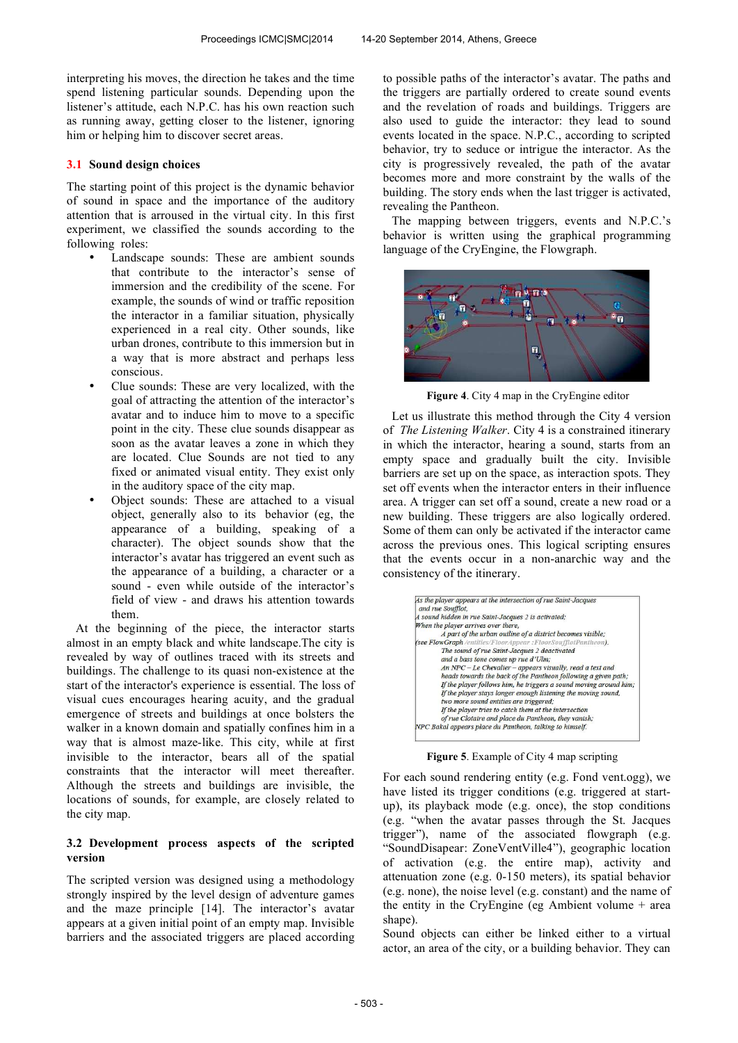interpreting his moves, the direction he takes and the time spend listening particular sounds. Depending upon the listener's attitude, each N.P.C. has his own reaction such as running away, getting closer to the listener, ignoring him or helping him to discover secret areas.

### 3.1 Sound design choices

The starting point of this project is the dynamic behavior of sound in space and the importance of the auditory attention that is arroused in the virtual city. In this first experiment, we classified the sounds according to the following roles:

- Landscape sounds: These are ambient sounds that contribute to the interactor's sense of immersion and the credibility of the scene. For example, the sounds of wind or traffic reposition the interactor in a familiar situation, physically experienced in a real city. Other sounds, like urban drones, contribute to this immersion but in a way that is more abstract and perhaps less conscious.
- Clue sounds: These are very localized, with the goal of attracting the attention of the interactor's avatar and to induce him to move to a specific point in the city. These clue sounds disappear as soon as the avatar leaves a zone in which they are located. Clue Sounds are not tied to any fixed or animated visual entity. They exist only in the auditory space of the city map.
- Object sounds: These are attached to a visual object, generally also to its behavior (eg, the appearance of a building, speaking of a character). The object sounds show that the interactor's avatar has triggered an event such as the appearance of a building, a character or a sound - even while outside of the interactor's field of view - and draws his attention towards them.

At the beginning of the piece, the interactor starts almost in an empty black and white landscape.The city is revealed by way of outlines traced with its streets and buildings. The challenge to its quasi non-existence at the start of the interactor's experience is essential. The loss of visual cues encourages hearing acuity, and the gradual emergence of streets and buildings at once bolsters the walker in a known domain and spatially confines him in a way that is almost maze-like. This city, while at first invisible to the interactor, bears all of the spatial constraints that the interactor will meet thereafter. Although the streets and buildings are invisible, the locations of sounds, for example, are closely related to the city map.

### 3.2 Development process aspects of the scripted version

The scripted version was designed using a methodology strongly inspired by the level design of adventure games and the maze principle [14]. The interactor's avatar appears at a given initial point of an empty map. Invisible barriers and the associated triggers are placed according to possible paths of the interactor's avatar. The paths and the triggers are partially ordered to create sound events and the revelation of roads and buildings. Triggers are also used to guide the interactor: they lead to sound events located in the space. N.P.C., according to scripted behavior, try to seduce or intrigue the interactor. As the city is progressively revealed, the path of the avatar becomes more and more constraint by the walls of the building. The story ends when the last trigger is activated, revealing the Pantheon.

The mapping between triggers, events and N.P.C.'s behavior is written using the graphical programming language of the CryEngine, the Flowgraph.

**Figure 4**. City 4 map in the CryEngine editor

Let us illustrate this method through the City 4 version of *The Listening Walker*. City 4 is a constrained itinerary in which the interactor, hearing a sound, starts from an empty space and gradually built the city. Invisible barriers are set up on the space, as interaction spots. They set off events when the interactor enters in their influence area. A trigger can set off a sound, create a new road or a new building. These triggers are also logically ordered. Some of them can only be activated if the interactor came across the previous ones. This logical scripting ensures that the events occur in a non-anarchic way and the consistency of the itinerary.

*As the player appears at the intersection of rue Saint-Jacques and rue Soufflot,*
*A sound hidden in rue Saint-Jacques 2 is activated;*
*When the player arrives over there,*
*A part of the urban outline of a district becomes visible;*
*(see FlowGraph /entities/FloorAppear ;FloorSoufflotPantheon).*
*The sound of rue Saint-Jacques 2 deactivated*
*and a bass tone comes up rue d'Ulm;*
*An NPC – Le Chevalier – appears visually, read a text and heads towards the back of the Pantheon following a given path;*
*If the player follows him, he triggers a sound moving around him;*
*If the player stays longer enough listening the moving sound, two more sound entities are triggered;*
*If the player tries to catch them at the intersection of rue Clotaire and place du Pantheon, they vanish;*
*NPC Bakal appears place du Pantheon, talking to himself.*

**Figure 5**. Example of City 4 map scripting

For each sound rendering entity (e.g. Fond vent.ogg), we have listed its trigger conditions (e.g. triggered at start-up), its playback mode (e.g. once), the stop conditions (e.g. "when the avatar passes through the St. Jacques trigger"), name of the associated flowgraph (e.g. "SoundDisapear: ZoneVentVille4"), geographic location of activation (e.g. the entire map), activity and attenuation zone (e.g. 0-150 meters), its spatial behavior (e.g. none), the noise level (e.g. constant) and the name of the entity in the CryEngine (eg Ambient volume + area shape).

Sound objects can either be linked either to a virtual actor, an area of the city, or a building behavior. They can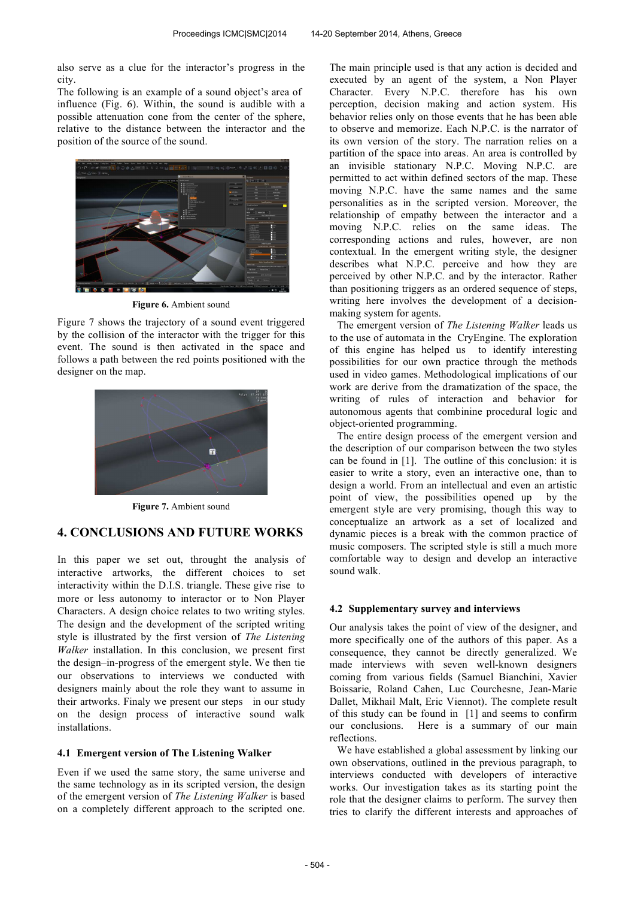also serve as a clue for the interactor's progress in the city.

The following is an example of a sound object's area of influence (Fig. 6). Within, the sound is audible with a possible attenuation cone from the center of the sphere, relative to the distance between the interactor and the position of the source of the sound.

**Figure 6.** Ambient sound

Figure 7 shows the trajectory of a sound event triggered by the collision of the interactor with the trigger for this event. The sound is then activated in the space and follows a path between the red points positioned with the designer on the map.

**Figure 7.** Ambient sound

## 4. CONCLUSIONS AND FUTURE WORKS

In this paper we set out, throught the analysis of interactive artworks, the different choices to set interactivity within the D.I.S. triangle. These give rise to more or less autonomy to interactor or to Non Player Characters. A design choice relates to two writing styles. The design and the development of the scripted writing style is illustrated by the first version of *The Listening Walker* installation. In this conclusion, we present first the design–in-progress of the emergent style. We then tie our observations to interviews we conducted with designers mainly about the role they want to assume in their artworks. Finaly we present our steps in our study on the design process of interactive sound walk installations.

### 4.1 Emergent version of The Listening Walker

Even if we used the same story, the same universe and the same technology as in its scripted version, the design of the emergent version of *The Listening Walker* is based on a completely different approach to the scripted one. The main principle used is that any action is decided and executed by an agent of the system, a Non Player Character. Every N.P.C. therefore has his own perception, decision making and action system. His behavior relies only on those events that he has been able to observe and memorize. Each N.P.C. is the narrator of its own version of the story. The narration relies on a partition of the space into areas. An area is controlled by an invisible stationary N.P.C. Moving N.P.C. are permitted to act within defined sectors of the map. These moving N.P.C. have the same names and the same personalities as in the scripted version. Moreover, the relationship of empathy between the interactor and a moving N.P.C. relies on the same ideas. The corresponding actions and rules, however, are non contextual. In the emergent writing style, the designer describes what N.P.C. perceive and how they are perceived by other N.P.C. and by the interactor. Rather than positioning triggers as an ordered sequence of steps, writing here involves the development of a decision-making system for agents.

The emergent version of *The Listening Walker* leads us to the use of automata in the CryEngine. The exploration of this engine has helped us to identify interesting possibilities for our own practice through the methods used in video games. Methodological implications of our work are derive from the dramatization of the space, the writing of rules of interaction and behavior for autonomous agents that combinine procedural logic and object-oriented programming.

The entire design process of the emergent version and the description of our comparison between the two styles can be found in [1]. The outline of this conclusion: it is easier to write a story, even an interactive one, than to design a world. From an intellectual and even an artistic point of view, the possibilities opened up by the emergent style are very promising, though this way to conceptualize an artwork as a set of localized and dynamic pieces is a break with the common practice of music composers. The scripted style is still a much more comfortable way to design and develop an interactive sound walk.

### 4.2 Supplementary survey and interviews

Our analysis takes the point of view of the designer, and more specifically one of the authors of this paper. As a consequence, they cannot be directly generalized. We made interviews with seven well-known designers coming from various fields (Samuel Bianchini, Xavier Boissarie, Roland Cahen, Luc Courchesne, Jean-Marie Dallet, Mikhail Malt, Eric Viennot). The complete result of this study can be found in [1] and seems to confirm our conclusions. Here is a summary of our main reflections.

We have established a global assessment by linking our own observations, outlined in the previous paragraph, to interviews conducted with developers of interactive works. Our investigation takes as its starting point the role that the designer claims to perform. The survey then tries to clarify the different interests and approaches of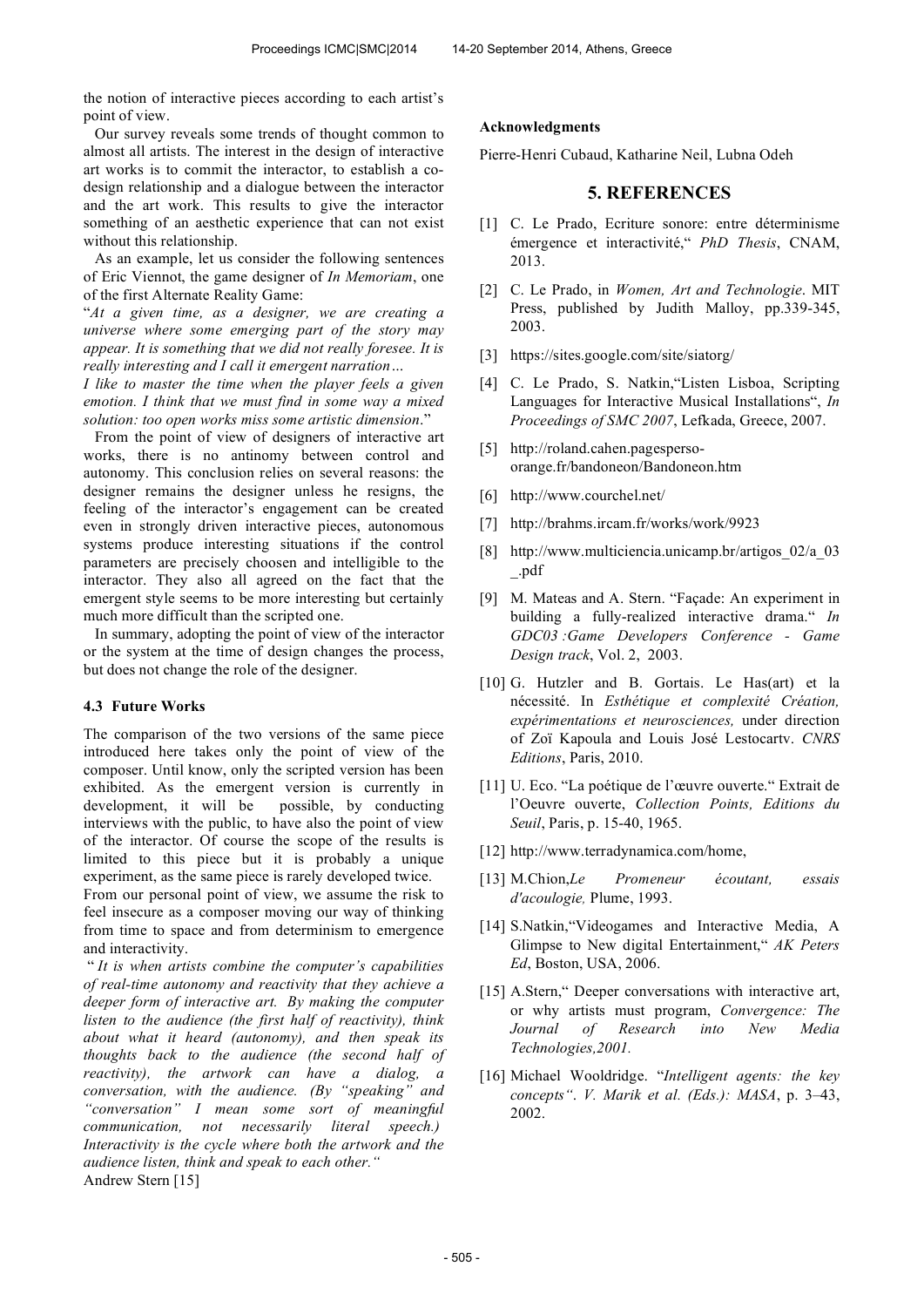the notion of interactive pieces according to each artist's point of view.

Our survey reveals some trends of thought common to almost all artists. The interest in the design of interactive art works is to commit the interactor, to establish a co-design relationship and a dialogue between the interactor and the art work. This results to give the interactor something of an aesthetic experience that can not exist without this relationship.

As an example, let us consider the following sentences of Eric Viennot, the game designer of *In Memoriam*, one of the first Alternate Reality Game:

"*At a given time, as a designer, we are creating a universe where some emerging part of the story may appear. It is something that we did not really foresee. It is really interesting and I call it emergent narration…*

*I like to master the time when the player feels a given emotion. I think that we must find in some way a mixed solution: too open works miss some artistic dimension*."

From the point of view of designers of interactive art works, there is no antinomy between control and autonomy. This conclusion relies on several reasons: the designer remains the designer unless he resigns, the feeling of the interactor's engagement can be created even in strongly driven interactive pieces, autonomous systems produce interesting situations if the control parameters are precisely choosen and intelligible to the interactor. They also all agreed on the fact that the emergent style seems to be more interesting but certainly much more difficult than the scripted one.

In summary, adopting the point of view of the interactor or the system at the time of design changes the process, but does not change the role of the designer.

### 4.3 Future Works

The comparison of the two versions of the same piece introduced here takes only the point of view of the composer. Until know, only the scripted version has been exhibited. As the emergent version is currently in development, it will be possible, by conducting interviews with the public, to have also the point of view of the interactor. Of course the scope of the results is limited to this piece but it is probably a unique experiment, as the same piece is rarely developed twice.

From our personal point of view, we assume the risk to feel insecure as a composer moving our way of thinking from time to space and from determinism to emergence and interactivity.

"*It is when artists combine the computer's capabilities of real-time autonomy and reactivity that they achieve a deeper form of interactive art. By making the computer listen to the audience (the first half of reactivity), think about what it heard (autonomy), and then speak its thoughts back to the audience (the second half of reactivity), the artwork can have a dialog, a conversation, with the audience. (By "speaking" and "conversation" I mean some sort of meaningful communication, not necessarily literal speech.) Interactivity is the cycle where both the artwork and the audience listen, think and speak to each other.*"
Andrew Stern [15]

**Acknowledgments**

Pierre-Henri Cubaud, Katharine Neil, Lubna Odeh

## 5. REFERENCES

[1] C. Le Prado, Ecriture sonore: entre déterminisme émergence et interactivité," *PhD Thesis*, CNAM, 2013.

[2] C. Le Prado, in *Women, Art and Technologie*. MIT Press, published by Judith Malloy, pp.339-345, 2003.

[3] https://sites.google.com/site/siatorg/

[4] C. Le Prado, S. Natkin,"Listen Lisboa, Scripting Languages for Interactive Musical Installations", *In Proceedings of SMC 2007*, Lefkada, Greece, 2007.

[5] http://roland.cahen.pagesperso-orange.fr/bandoneon/Bandoneon.htm

[6] http://www.courchel.net/

[7] http://brahms.ircam.fr/works/work/9923

[8] http://www.multiciencia.unicamp.br/artigos_02/a_03_.pdf

[9] M. Mateas and A. Stern. "Façade: An experiment in building a fully-realized interactive drama." *In GDC03 :Game Developers Conference - Game Design track*, Vol. 2, 2003.

[10] G. Hutzler and B. Gortais. Le Has(art) et la nécessité. In *Esthétique et complexité Création, expérimentations et neurosciences,* under direction of Zoï Kapoula and Louis José Lestocartv. *CNRS Editions*, Paris, 2010.

[11] U. Eco. "La poétique de l'œuvre ouverte." Extrait de l'Oeuvre ouverte, *Collection Points, Editions du Seuil*, Paris, p. 15-40, 1965.

[12] http://www.terradynamica.com/home,

[13] M.Chion,*Le Promeneur écoutant, essais d'acoulogie,* Plume, 1993.

[14] S.Natkin,"Videogames and Interactive Media, A Glimpse to New digital Entertainment," *AK Peters Ed*, Boston, USA, 2006.

[15] A.Stern," Deeper conversations with interactive art, or why artists must program, *Convergence: The Journal of Research into New Media Technologies,2001.*

[16] Michael Wooldridge. "*Intelligent agents: the key concepts*". *V. Marik et al. (Eds.): MASA*, p. 3–43, 2002.